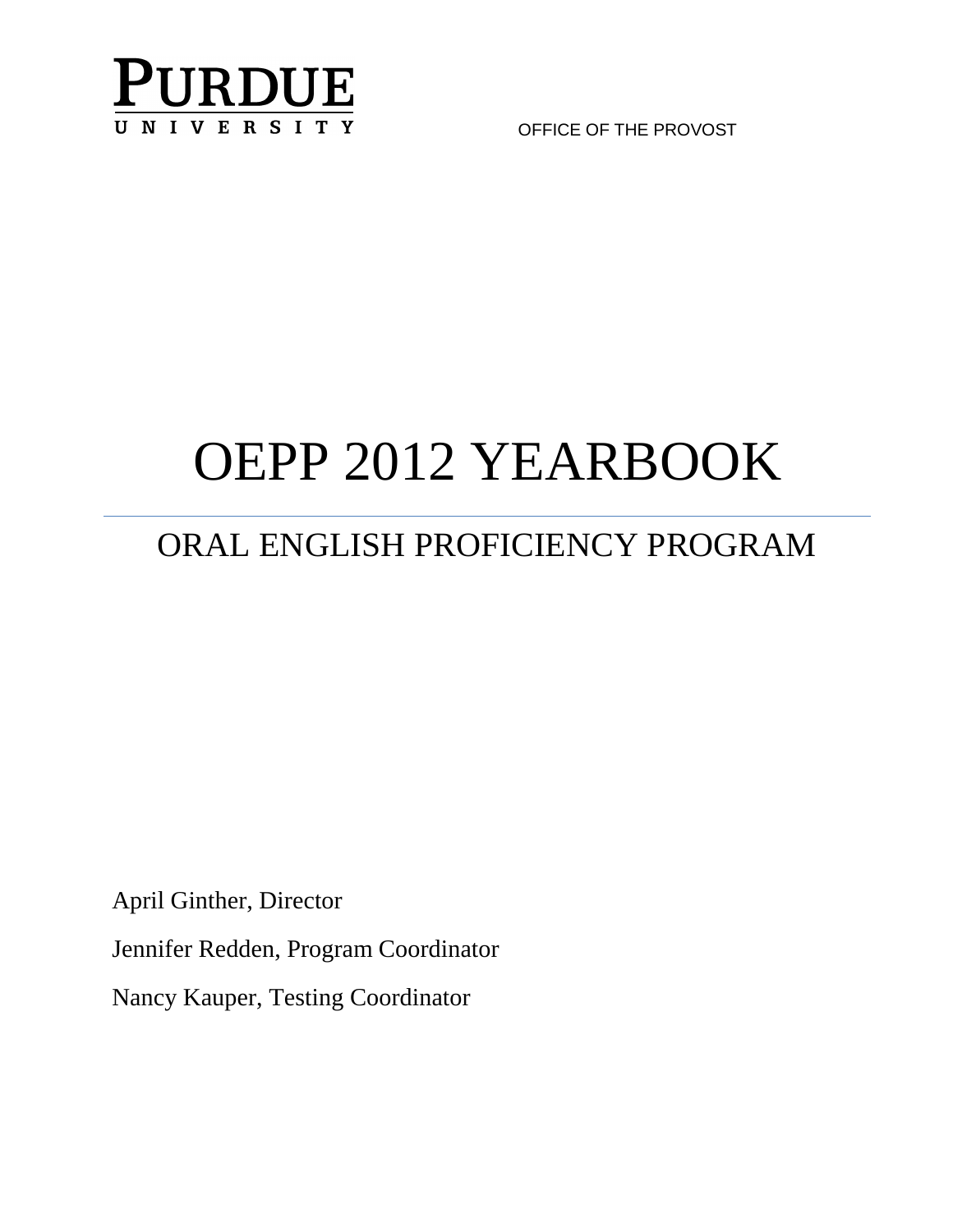PURDUE UNIVERSITY

OFFICE OF THE PROVOST

# OEPP 2012 YEARBOOK

## ORAL ENGLISH PROFICIENCY PROGRAM

April Ginther, Director

Jennifer Redden, Program Coordinator

Nancy Kauper, Testing Coordinator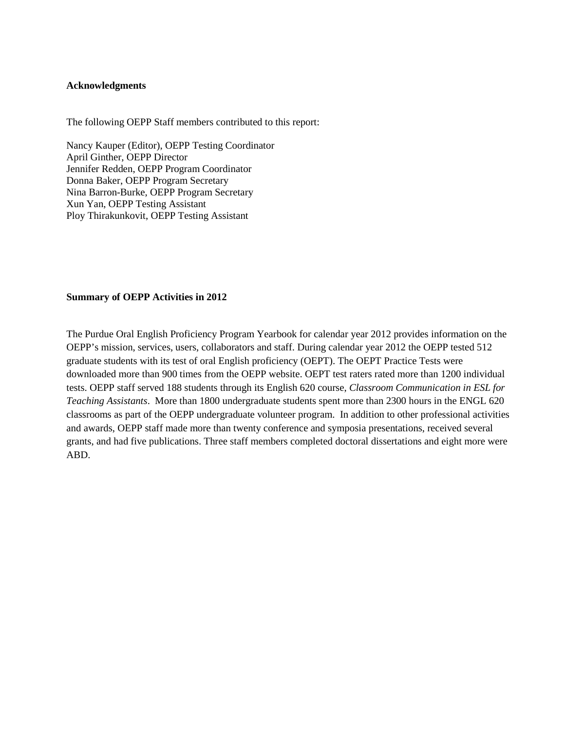## Acknowledgments

The following OEPP Staff members contributed to this report:

Nancy Kauper (Editor), OEPP Testing Coordinator
April Ginther, OEPP Director
Jennifer Redden, OEPP Program Coordinator
Donna Baker, OEPP Program Secretary
Nina Barron-Burke, OEPP Program Secretary
Xun Yan, OEPP Testing Assistant
Ploy Thirakunkovit, OEPP Testing Assistant

## Summary of OEPP Activities in 2012

The Purdue Oral English Proficiency Program Yearbook for calendar year 2012 provides information on the OEPP's mission, services, users, collaborators and staff. During calendar year 2012 the OEPP tested 512 graduate students with its test of oral English proficiency (OEPT). The OEPT Practice Tests were downloaded more than 900 times from the OEPP website. OEPT test raters rated more than 1200 individual tests. OEPP staff served 188 students through its English 620 course, *Classroom Communication in ESL for Teaching Assistants*. More than 1800 undergraduate students spent more than 2300 hours in the ENGL 620 classrooms as part of the OEPP undergraduate volunteer program. In addition to other professional activities and awards, OEPP staff made more than twenty conference and symposia presentations, received several grants, and had five publications. Three staff members completed doctoral dissertations and eight more were ABD.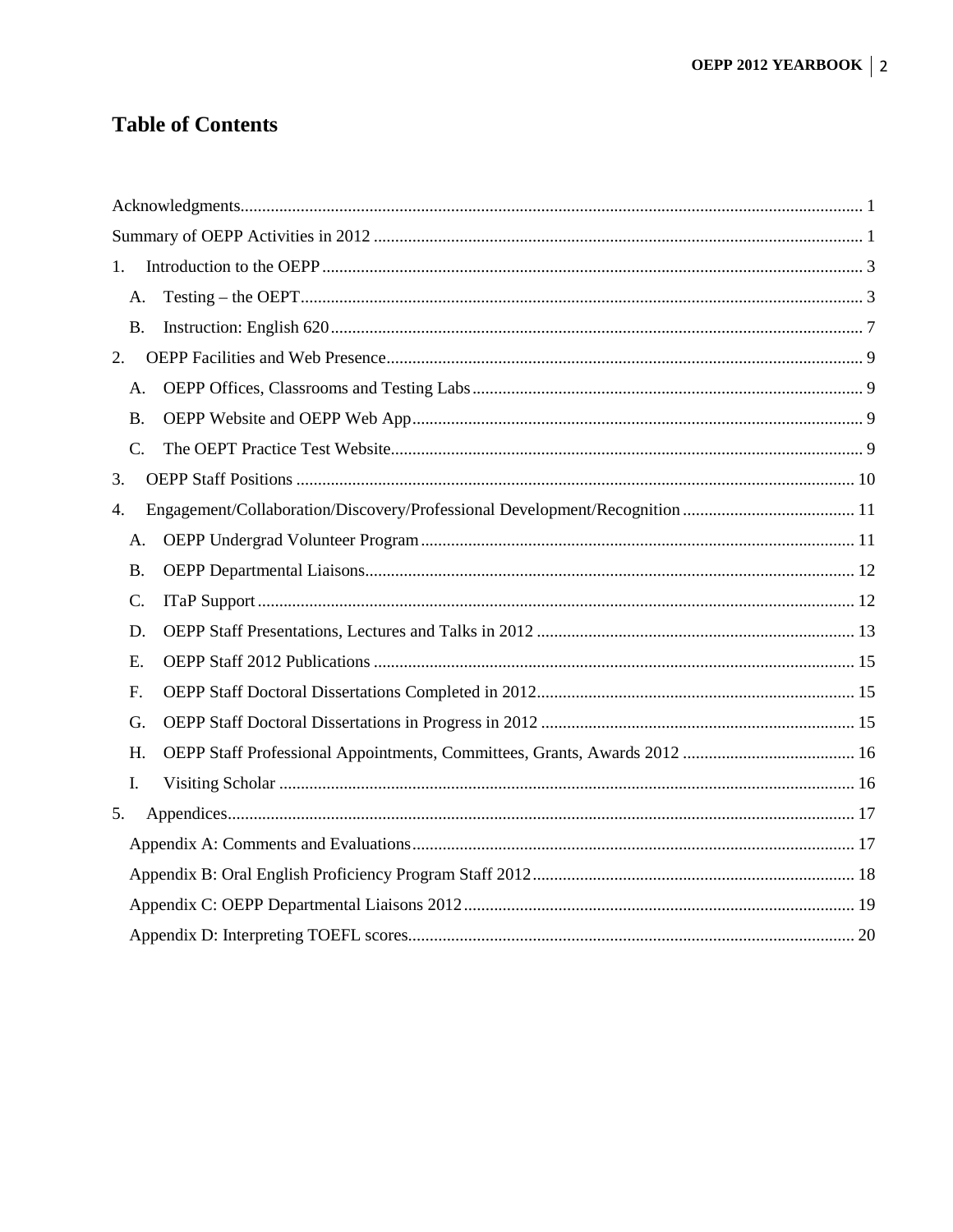# Table of Contents

Acknowledgments ........ 1

Summary of OEPP Activities in 2012 ........ 1

1. Introduction to the OEPP ........ 3
   - A. Testing – the OEPT ........ 3
   - B. Instruction: English 620 ........ 7
2. OEPP Facilities and Web Presence ........ 9
   - A. OEPP Offices, Classrooms and Testing Labs ........ 9
   - B. OEPP Website and OEPP Web App ........ 9
   - C. The OEPT Practice Test Website ........ 9
3. OEPP Staff Positions ........ 10
4. Engagement/Collaboration/Discovery/Professional Development/Recognition ........ 11
   - A. OEPP Undergrad Volunteer Program ........ 11
   - B. OEPP Departmental Liaisons ........ 12
   - C. ITaP Support ........ 12
   - D. OEPP Staff Presentations, Lectures and Talks in 2012 ........ 13
   - E. OEPP Staff 2012 Publications ........ 15
   - F. OEPP Staff Doctoral Dissertations Completed in 2012 ........ 15
   - G. OEPP Staff Doctoral Dissertations in Progress in 2012 ........ 15
   - H. OEPP Staff Professional Appointments, Committees, Grants, Awards 2012 ........ 16
   - I. Visiting Scholar ........ 16
5. Appendices ........ 17
   - Appendix A: Comments and Evaluations ........ 17
   - Appendix B: Oral English Proficiency Program Staff 2012 ........ 18
   - Appendix C: OEPP Departmental Liaisons 2012 ........ 19
   - Appendix D: Interpreting TOEFL scores ........ 20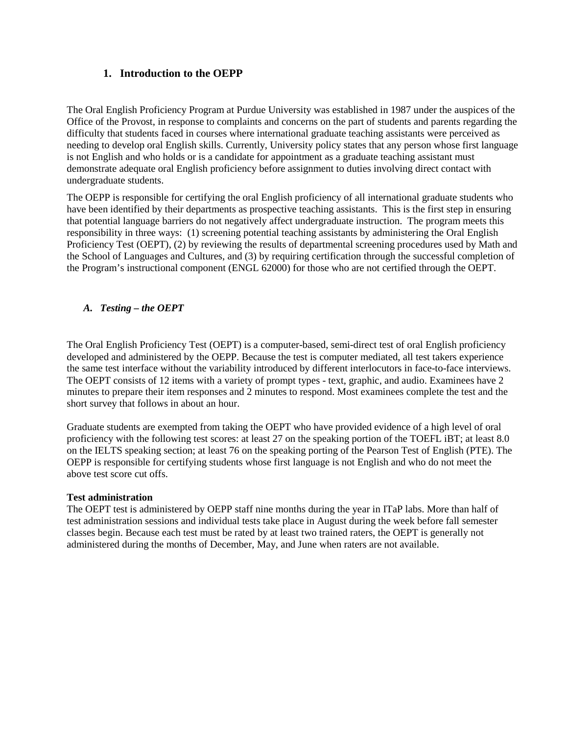## 1. Introduction to the OEPP

The Oral English Proficiency Program at Purdue University was established in 1987 under the auspices of the Office of the Provost, in response to complaints and concerns on the part of students and parents regarding the difficulty that students faced in courses where international graduate teaching assistants were perceived as needing to develop oral English skills. Currently, University policy states that any person whose first language is not English and who holds or is a candidate for appointment as a graduate teaching assistant must demonstrate adequate oral English proficiency before assignment to duties involving direct contact with undergraduate students.

The OEPP is responsible for certifying the oral English proficiency of all international graduate students who have been identified by their departments as prospective teaching assistants. This is the first step in ensuring that potential language barriers do not negatively affect undergraduate instruction. The program meets this responsibility in three ways: (1) screening potential teaching assistants by administering the Oral English Proficiency Test (OEPT), (2) by reviewing the results of departmental screening procedures used by Math and the School of Languages and Cultures, and (3) by requiring certification through the successful completion of the Program's instructional component (ENGL 62000) for those who are not certified through the OEPT.

### *A. Testing – the OEPT*

The Oral English Proficiency Test (OEPT) is a computer-based, semi-direct test of oral English proficiency developed and administered by the OEPP. Because the test is computer mediated, all test takers experience the same test interface without the variability introduced by different interlocutors in face-to-face interviews. The OEPT consists of 12 items with a variety of prompt types - text, graphic, and audio. Examinees have 2 minutes to prepare their item responses and 2 minutes to respond. Most examinees complete the test and the short survey that follows in about an hour.

Graduate students are exempted from taking the OEPT who have provided evidence of a high level of oral proficiency with the following test scores: at least 27 on the speaking portion of the TOEFL iBT; at least 8.0 on the IELTS speaking section; at least 76 on the speaking porting of the Pearson Test of English (PTE). The OEPP is responsible for certifying students whose first language is not English and who do not meet the above test score cut offs.

**Test administration**

The OEPT test is administered by OEPP staff nine months during the year in ITaP labs. More than half of test administration sessions and individual tests take place in August during the week before fall semester classes begin. Because each test must be rated by at least two trained raters, the OEPT is generally not administered during the months of December, May, and June when raters are not available.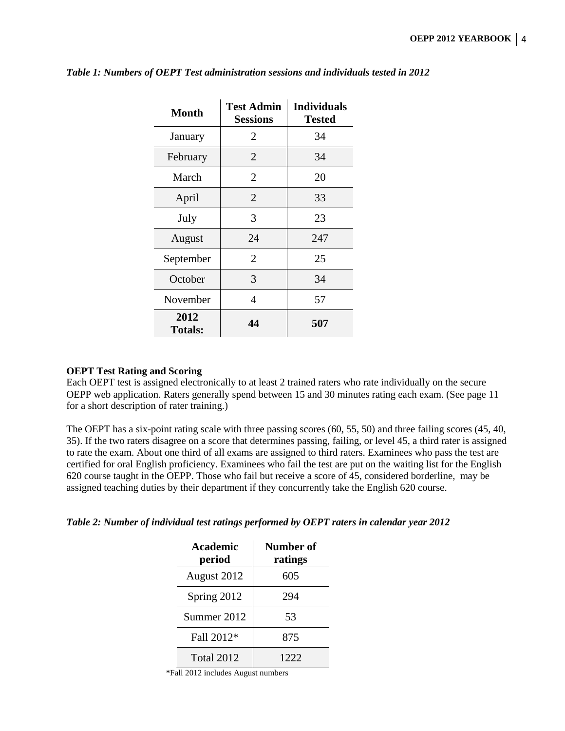*Table 1: Numbers of OEPT Test administration sessions and individuals tested in 2012*

| Month | Test Admin Sessions | Individuals Tested |
|---|---|---|
| January | 2 | 34 |
| February | 2 | 34 |
| March | 2 | 20 |
| April | 2 | 33 |
| July | 3 | 23 |
| August | 24 | 247 |
| September | 2 | 25 |
| October | 3 | 34 |
| November | 4 | 57 |
| **2012 Totals:** | **44** | **507** |

**OEPT Test Rating and Scoring**

Each OEPT test is assigned electronically to at least 2 trained raters who rate individually on the secure OEPP web application. Raters generally spend between 15 and 30 minutes rating each exam. (See page 11 for a short description of rater training.)

The OEPT has a six-point rating scale with three passing scores (60, 55, 50) and three failing scores (45, 40, 35). If the two raters disagree on a score that determines passing, failing, or level 45, a third rater is assigned to rate the exam. About one third of all exams are assigned to third raters. Examinees who pass the test are certified for oral English proficiency. Examinees who fail the test are put on the waiting list for the English 620 course taught in the OEPP. Those who fail but receive a score of 45, considered borderline, may be assigned teaching duties by their department if they concurrently take the English 620 course.

*Table 2: Number of individual test ratings performed by OEPT raters in calendar year 2012*

| Academic period | Number of ratings |
|---|---|
| August 2012 | 605 |
| Spring 2012 | 294 |
| Summer 2012 | 53 |
| Fall 2012* | 875 |
| Total 2012 | 1222 |

*Fall 2012 includes August numbers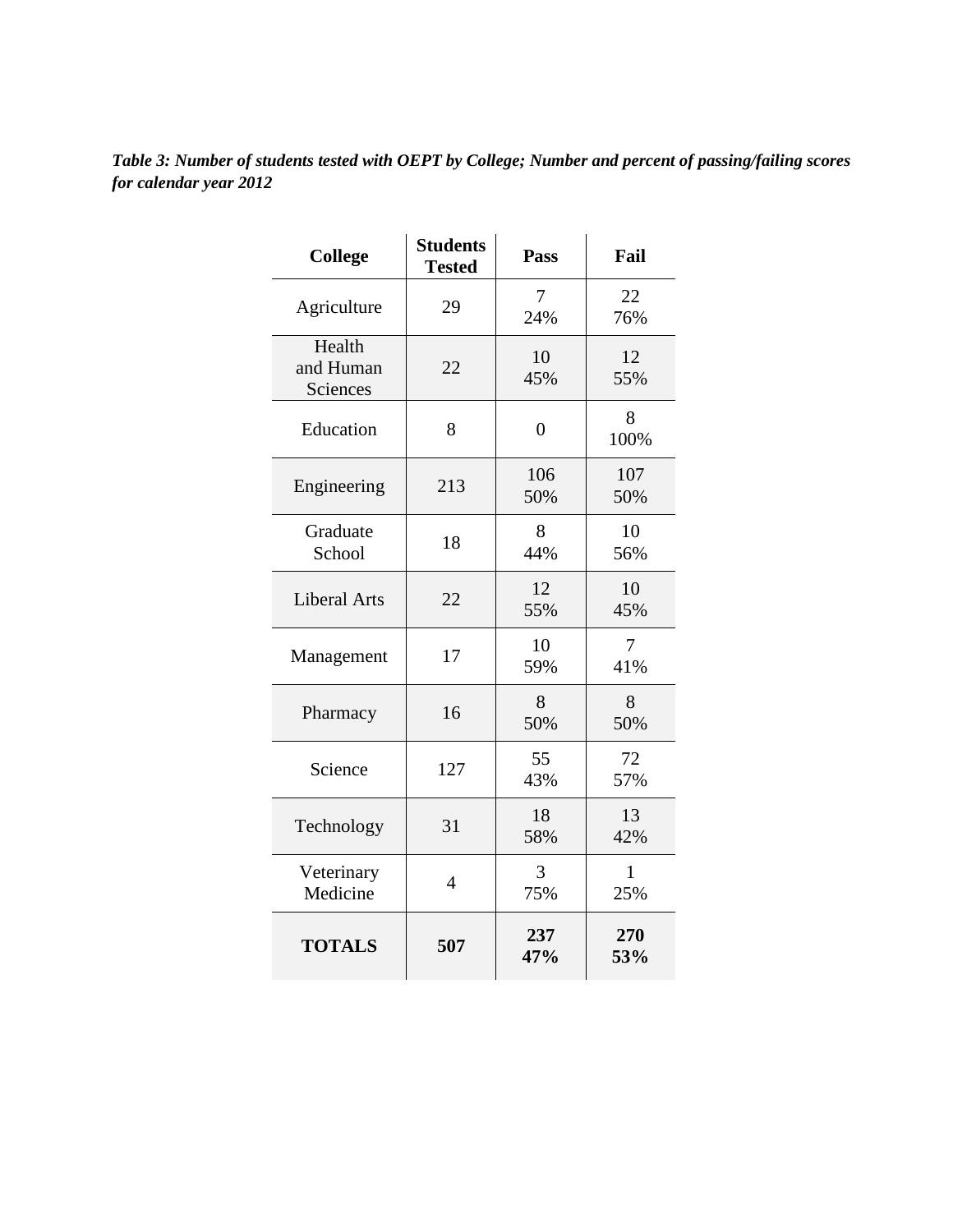***Table 3: Number of students tested with OEPT by College; Number and percent of passing/failing scores for calendar year 2012***

| College | Students Tested | Pass | Fail |
|---|---|---|---|
| Agriculture | 29 | 7<br>24% | 22<br>76% |
| Health and Human Sciences | 22 | 10<br>45% | 12<br>55% |
| Education | 8 | 0 | 8<br>100% |
| Engineering | 213 | 106<br>50% | 107<br>50% |
| Graduate School | 18 | 8<br>44% | 10<br>56% |
| Liberal Arts | 22 | 12<br>55% | 10<br>45% |
| Management | 17 | 10<br>59% | 7<br>41% |
| Pharmacy | 16 | 8<br>50% | 8<br>50% |
| Science | 127 | 55<br>43% | 72<br>57% |
| Technology | 31 | 18<br>58% | 13<br>42% |
| Veterinary Medicine | 4 | 3<br>75% | 1<br>25% |
| **TOTALS** | **507** | **237**<br>**47%** | **270**<br>**53%** |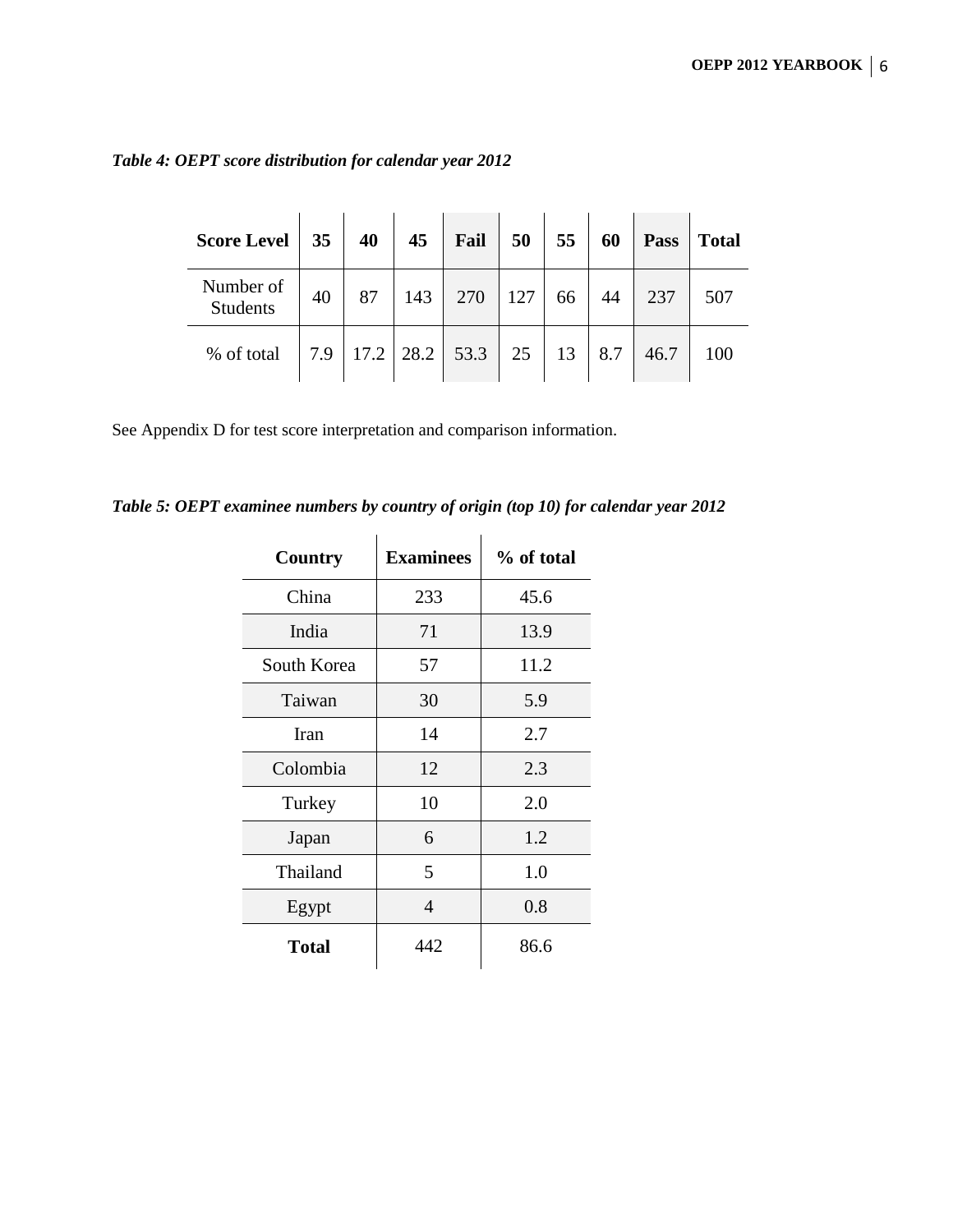*Table 4: OEPT score distribution for calendar year 2012*

| Score Level | 35 | 40 | 45 | Fail | 50 | 55 | 60 | Pass | Total |
|---|---|---|---|---|---|---|---|---|---|
| Number of Students | 40 | 87 | 143 | 270 | 127 | 66 | 44 | 237 | 507 |
| % of total | 7.9 | 17.2 | 28.2 | 53.3 | 25 | 13 | 8.7 | 46.7 | 100 |

See Appendix D for test score interpretation and comparison information.

*Table 5: OEPT examinee numbers by country of origin (top 10) for calendar year 2012*

| Country | Examinees | % of total |
|---|---|---|
| China | 233 | 45.6 |
| India | 71 | 13.9 |
| South Korea | 57 | 11.2 |
| Taiwan | 30 | 5.9 |
| Iran | 14 | 2.7 |
| Colombia | 12 | 2.3 |
| Turkey | 10 | 2.0 |
| Japan | 6 | 1.2 |
| Thailand | 5 | 1.0 |
| Egypt | 4 | 0.8 |
| **Total** | 442 | 86.6 |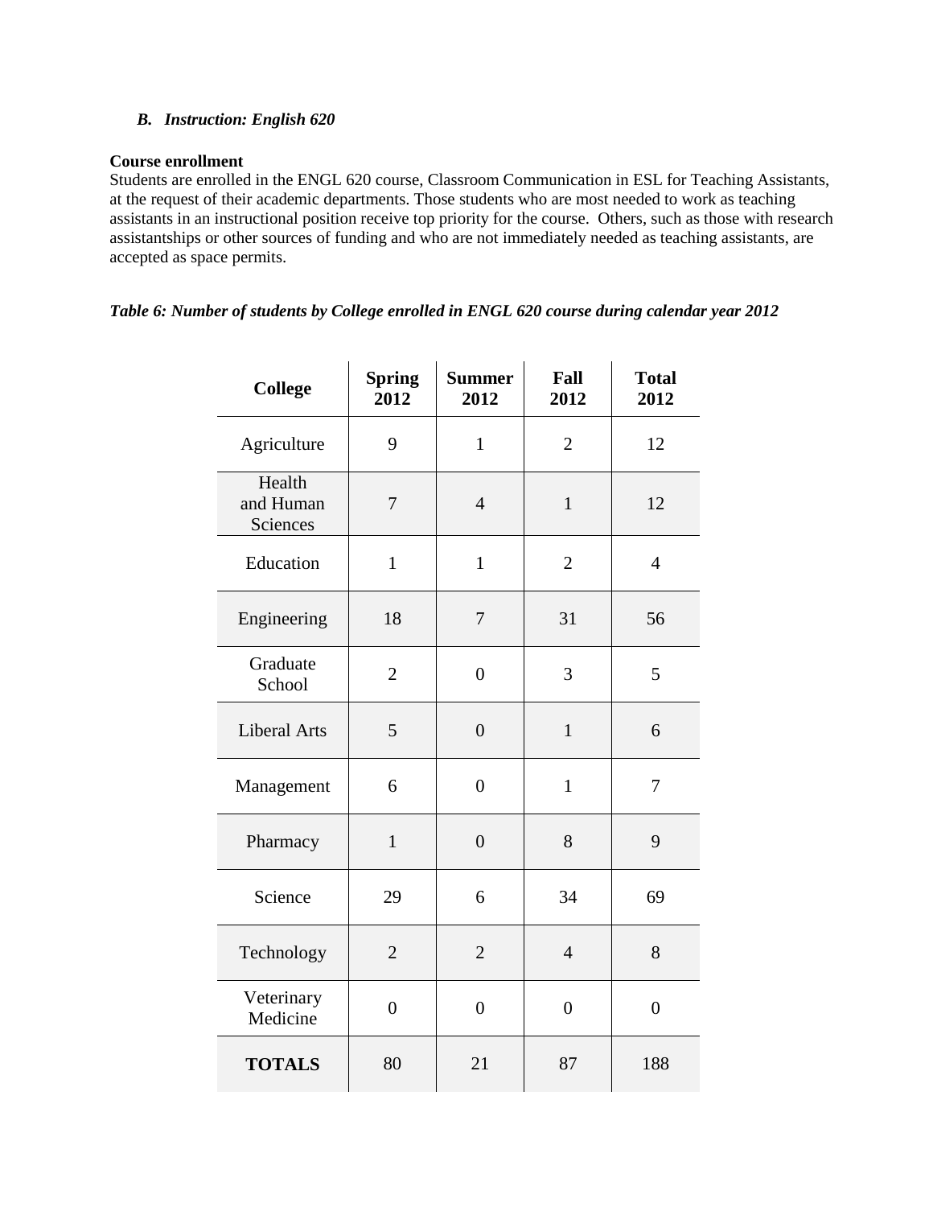### *B. Instruction: English 620*

**Course enrollment**

Students are enrolled in the ENGL 620 course, Classroom Communication in ESL for Teaching Assistants, at the request of their academic departments. Those students who are most needed to work as teaching assistants in an instructional position receive top priority for the course. Others, such as those with research assistantships or other sources of funding and who are not immediately needed as teaching assistants, are accepted as space permits.

***Table 6: Number of students by College enrolled in ENGL 620 course during calendar year 2012***

| College | Spring 2012 | Summer 2012 | Fall 2012 | Total 2012 |
|---|---|---|---|---|
| Agriculture | 9 | 1 | 2 | 12 |
| Health and Human Sciences | 7 | 4 | 1 | 12 |
| Education | 1 | 1 | 2 | 4 |
| Engineering | 18 | 7 | 31 | 56 |
| Graduate School | 2 | 0 | 3 | 5 |
| Liberal Arts | 5 | 0 | 1 | 6 |
| Management | 6 | 0 | 1 | 7 |
| Pharmacy | 1 | 0 | 8 | 9 |
| Science | 29 | 6 | 34 | 69 |
| Technology | 2 | 2 | 4 | 8 |
| Veterinary Medicine | 0 | 0 | 0 | 0 |
| **TOTALS** | 80 | 21 | 87 | 188 |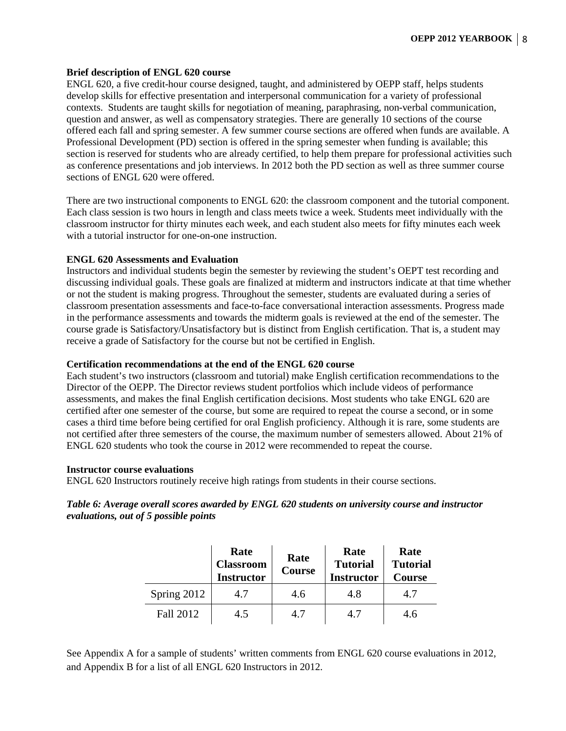### Brief description of ENGL 620 course

ENGL 620, a five credit-hour course designed, taught, and administered by OEPP staff, helps students develop skills for effective presentation and interpersonal communication for a variety of professional contexts. Students are taught skills for negotiation of meaning, paraphrasing, non-verbal communication, question and answer, as well as compensatory strategies. There are generally 10 sections of the course offered each fall and spring semester. A few summer course sections are offered when funds are available. A Professional Development (PD) section is offered in the spring semester when funding is available; this section is reserved for students who are already certified, to help them prepare for professional activities such as conference presentations and job interviews. In 2012 both the PD section as well as three summer course sections of ENGL 620 were offered.

There are two instructional components to ENGL 620: the classroom component and the tutorial component. Each class session is two hours in length and class meets twice a week. Students meet individually with the classroom instructor for thirty minutes each week, and each student also meets for fifty minutes each week with a tutorial instructor for one-on-one instruction.

### ENGL 620 Assessments and Evaluation

Instructors and individual students begin the semester by reviewing the student's OEPT test recording and discussing individual goals. These goals are finalized at midterm and instructors indicate at that time whether or not the student is making progress. Throughout the semester, students are evaluated during a series of classroom presentation assessments and face-to-face conversational interaction assessments. Progress made in the performance assessments and towards the midterm goals is reviewed at the end of the semester. The course grade is Satisfactory/Unsatisfactory but is distinct from English certification. That is, a student may receive a grade of Satisfactory for the course but not be certified in English.

### Certification recommendations at the end of the ENGL 620 course

Each student's two instructors (classroom and tutorial) make English certification recommendations to the Director of the OEPP. The Director reviews student portfolios which include videos of performance assessments, and makes the final English certification decisions. Most students who take ENGL 620 are certified after one semester of the course, but some are required to repeat the course a second, or in some cases a third time before being certified for oral English proficiency. Although it is rare, some students are not certified after three semesters of the course, the maximum number of semesters allowed. About 21% of ENGL 620 students who took the course in 2012 were recommended to repeat the course.

### Instructor course evaluations

ENGL 620 Instructors routinely receive high ratings from students in their course sections.

***Table 6: Average overall scores awarded by ENGL 620 students on university course and instructor evaluations, out of 5 possible points***

| | Rate Classroom Instructor | Rate Course | Rate Tutorial Instructor | Rate Tutorial Course |
|---|---|---|---|---|
| Spring 2012 | 4.7 | 4.6 | 4.8 | 4.7 |
| Fall 2012 | 4.5 | 4.7 | 4.7 | 4.6 |

See Appendix A for a sample of students' written comments from ENGL 620 course evaluations in 2012, and Appendix B for a list of all ENGL 620 Instructors in 2012.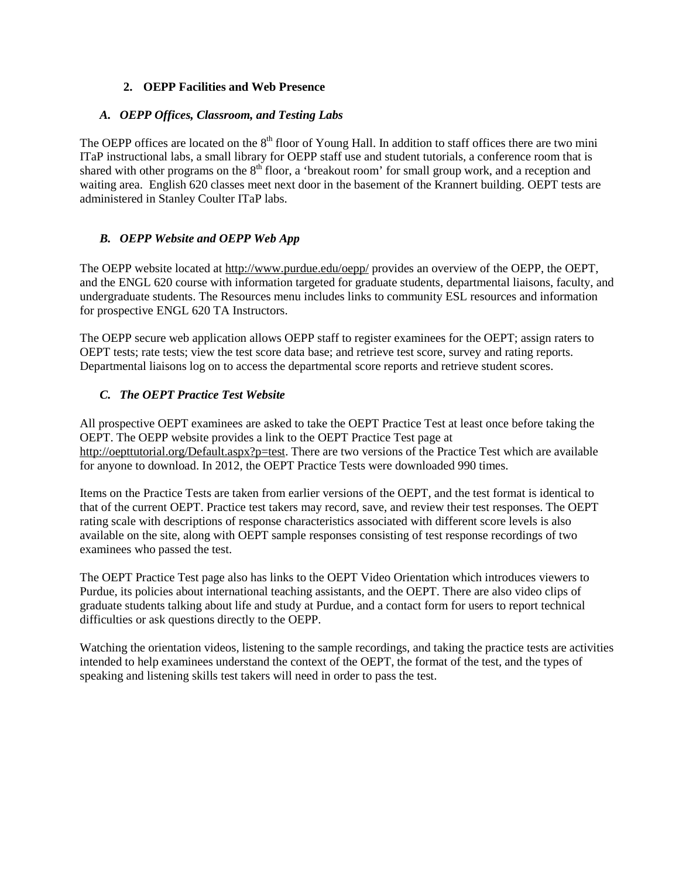## 2. OEPP Facilities and Web Presence

### *A. OEPP Offices, Classroom, and Testing Labs*

The OEPP offices are located on the 8th floor of Young Hall. In addition to staff offices there are two mini ITaP instructional labs, a small library for OEPP staff use and student tutorials, a conference room that is shared with other programs on the 8th floor, a 'breakout room' for small group work, and a reception and waiting area. English 620 classes meet next door in the basement of the Krannert building. OEPT tests are administered in Stanley Coulter ITaP labs.

### *B. OEPP Website and OEPP Web App*

The OEPP website located at http://www.purdue.edu/oepp/ provides an overview of the OEPP, the OEPT, and the ENGL 620 course with information targeted for graduate students, departmental liaisons, faculty, and undergraduate students. The Resources menu includes links to community ESL resources and information for prospective ENGL 620 TA Instructors.

The OEPP secure web application allows OEPP staff to register examinees for the OEPT; assign raters to OEPT tests; rate tests; view the test score data base; and retrieve test score, survey and rating reports. Departmental liaisons log on to access the departmental score reports and retrieve student scores.

### *C. The OEPT Practice Test Website*

All prospective OEPT examinees are asked to take the OEPT Practice Test at least once before taking the OEPT. The OEPP website provides a link to the OEPT Practice Test page at http://oepttutorial.org/Default.aspx?p=test. There are two versions of the Practice Test which are available for anyone to download. In 2012, the OEPT Practice Tests were downloaded 990 times.

Items on the Practice Tests are taken from earlier versions of the OEPT, and the test format is identical to that of the current OEPT. Practice test takers may record, save, and review their test responses. The OEPT rating scale with descriptions of response characteristics associated with different score levels is also available on the site, along with OEPT sample responses consisting of test response recordings of two examinees who passed the test.

The OEPT Practice Test page also has links to the OEPT Video Orientation which introduces viewers to Purdue, its policies about international teaching assistants, and the OEPT. There are also video clips of graduate students talking about life and study at Purdue, and a contact form for users to report technical difficulties or ask questions directly to the OEPP.

Watching the orientation videos, listening to the sample recordings, and taking the practice tests are activities intended to help examinees understand the context of the OEPT, the format of the test, and the types of speaking and listening skills test takers will need in order to pass the test.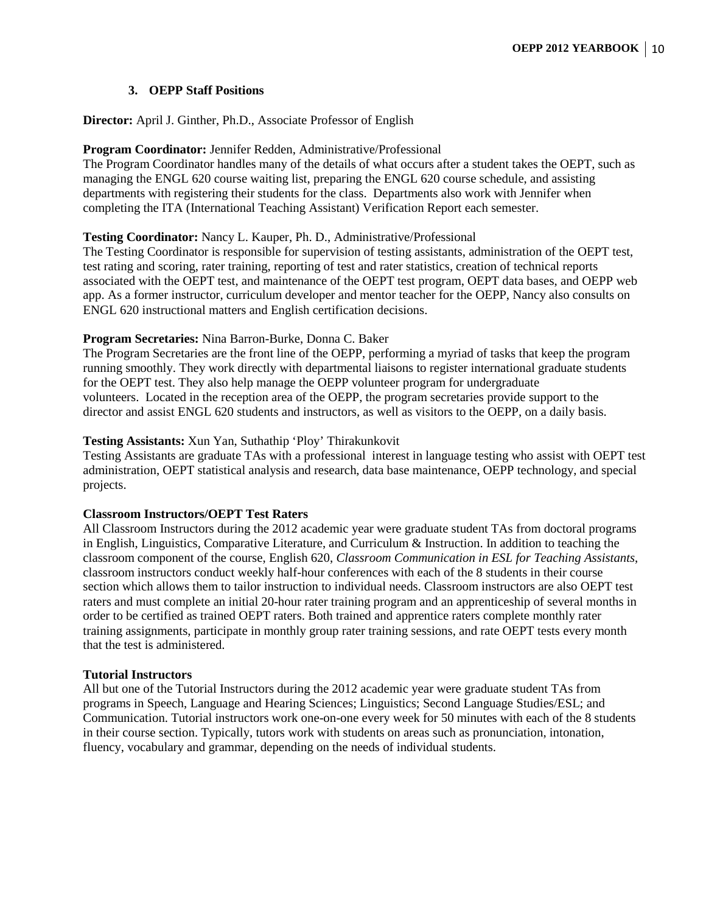### 3. OEPP Staff Positions

**Director:** April J. Ginther, Ph.D., Associate Professor of English

**Program Coordinator:** Jennifer Redden, Administrative/Professional
The Program Coordinator handles many of the details of what occurs after a student takes the OEPT, such as managing the ENGL 620 course waiting list, preparing the ENGL 620 course schedule, and assisting departments with registering their students for the class. Departments also work with Jennifer when completing the ITA (International Teaching Assistant) Verification Report each semester.

**Testing Coordinator:** Nancy L. Kauper, Ph. D., Administrative/Professional
The Testing Coordinator is responsible for supervision of testing assistants, administration of the OEPT test, test rating and scoring, rater training, reporting of test and rater statistics, creation of technical reports associated with the OEPT test, and maintenance of the OEPT test program, OEPT data bases, and OEPP web app. As a former instructor, curriculum developer and mentor teacher for the OEPP, Nancy also consults on ENGL 620 instructional matters and English certification decisions.

**Program Secretaries:** Nina Barron-Burke, Donna C. Baker
The Program Secretaries are the front line of the OEPP, performing a myriad of tasks that keep the program running smoothly. They work directly with departmental liaisons to register international graduate students for the OEPT test. They also help manage the OEPP volunteer program for undergraduate volunteers. Located in the reception area of the OEPP, the program secretaries provide support to the director and assist ENGL 620 students and instructors, as well as visitors to the OEPP, on a daily basis.

**Testing Assistants:** Xun Yan, Suthathip 'Ploy' Thirakunkovit
Testing Assistants are graduate TAs with a professional interest in language testing who assist with OEPT test administration, OEPT statistical analysis and research, data base maintenance, OEPP technology, and special projects.

**Classroom Instructors/OEPT Test Raters**
All Classroom Instructors during the 2012 academic year were graduate student TAs from doctoral programs in English, Linguistics, Comparative Literature, and Curriculum & Instruction. In addition to teaching the classroom component of the course, English 620, *Classroom Communication in ESL for Teaching Assistants*, classroom instructors conduct weekly half-hour conferences with each of the 8 students in their course section which allows them to tailor instruction to individual needs. Classroom instructors are also OEPT test raters and must complete an initial 20-hour rater training program and an apprenticeship of several months in order to be certified as trained OEPT raters. Both trained and apprentice raters complete monthly rater training assignments, participate in monthly group rater training sessions, and rate OEPT tests every month that the test is administered.

**Tutorial Instructors**
All but one of the Tutorial Instructors during the 2012 academic year were graduate student TAs from programs in Speech, Language and Hearing Sciences; Linguistics; Second Language Studies/ESL; and Communication. Tutorial instructors work one-on-one every week for 50 minutes with each of the 8 students in their course section. Typically, tutors work with students on areas such as pronunciation, intonation, fluency, vocabulary and grammar, depending on the needs of individual students.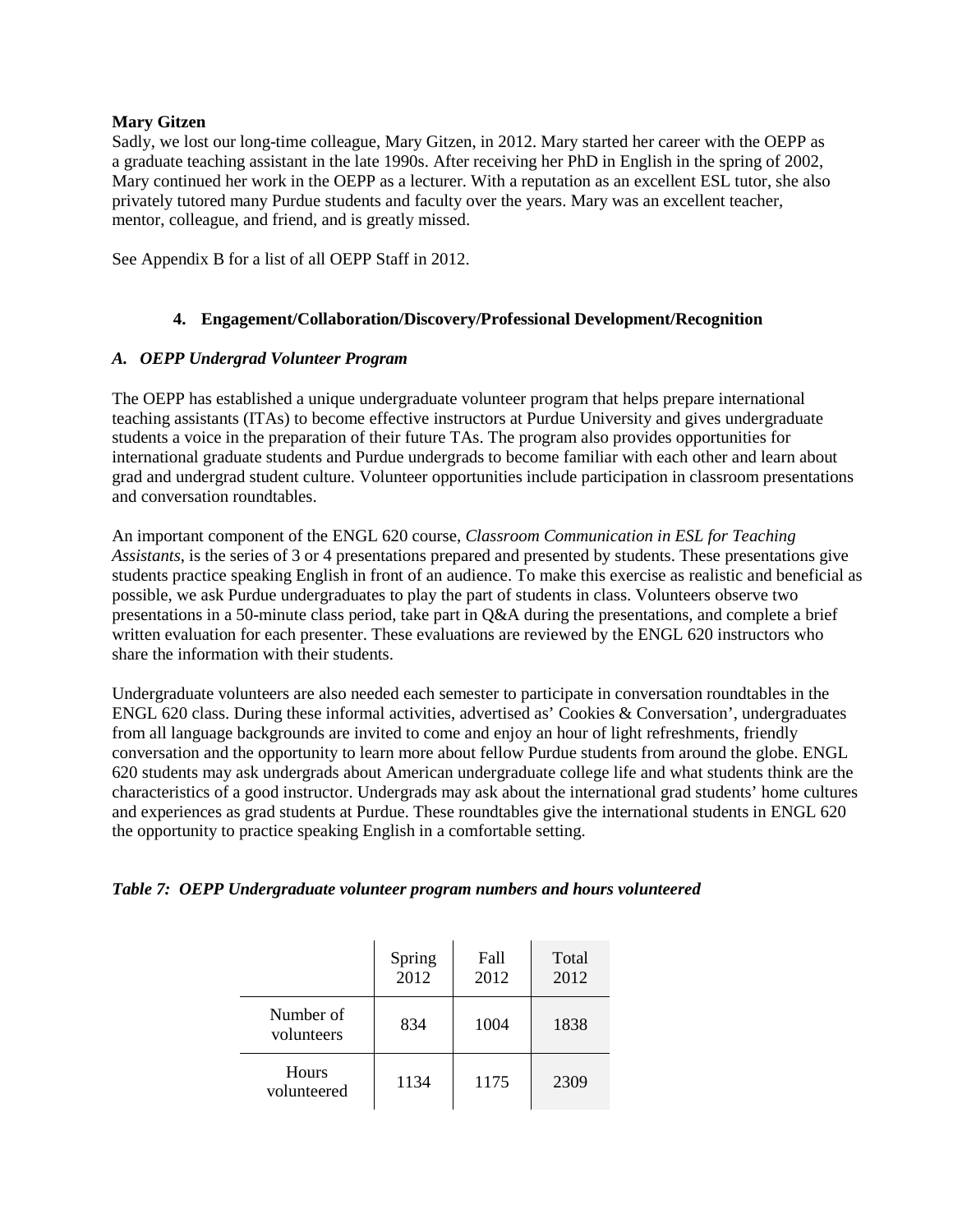**Mary Gitzen**

Sadly, we lost our long-time colleague, Mary Gitzen, in 2012. Mary started her career with the OEPP as a graduate teaching assistant in the late 1990s. After receiving her PhD in English in the spring of 2002, Mary continued her work in the OEPP as a lecturer. With a reputation as an excellent ESL tutor, she also privately tutored many Purdue students and faculty over the years. Mary was an excellent teacher, mentor, colleague, and friend, and is greatly missed.

See Appendix B for a list of all OEPP Staff in 2012.

## 4. Engagement/Collaboration/Discovery/Professional Development/Recognition

### *A. OEPP Undergrad Volunteer Program*

The OEPP has established a unique undergraduate volunteer program that helps prepare international teaching assistants (ITAs) to become effective instructors at Purdue University and gives undergraduate students a voice in the preparation of their future TAs. The program also provides opportunities for international graduate students and Purdue undergrads to become familiar with each other and learn about grad and undergrad student culture. Volunteer opportunities include participation in classroom presentations and conversation roundtables.

An important component of the ENGL 620 course, *Classroom Communication in ESL for Teaching Assistants*, is the series of 3 or 4 presentations prepared and presented by students. These presentations give students practice speaking English in front of an audience. To make this exercise as realistic and beneficial as possible, we ask Purdue undergraduates to play the part of students in class. Volunteers observe two presentations in a 50-minute class period, take part in Q&A during the presentations, and complete a brief written evaluation for each presenter. These evaluations are reviewed by the ENGL 620 instructors who share the information with their students.

Undergraduate volunteers are also needed each semester to participate in conversation roundtables in the ENGL 620 class. During these informal activities, advertised as' Cookies & Conversation', undergraduates from all language backgrounds are invited to come and enjoy an hour of light refreshments, friendly conversation and the opportunity to learn more about fellow Purdue students from around the globe. ENGL 620 students may ask undergrads about American undergraduate college life and what students think are the characteristics of a good instructor. Undergrads may ask about the international grad students' home cultures and experiences as grad students at Purdue. These roundtables give the international students in ENGL 620 the opportunity to practice speaking English in a comfortable setting.

***Table 7: OEPP Undergraduate volunteer program numbers and hours volunteered***

| | Spring 2012 | Fall 2012 | Total 2012 |
|---|---|---|---|
| Number of volunteers | 834 | 1004 | 1838 |
| Hours volunteered | 1134 | 1175 | 2309 |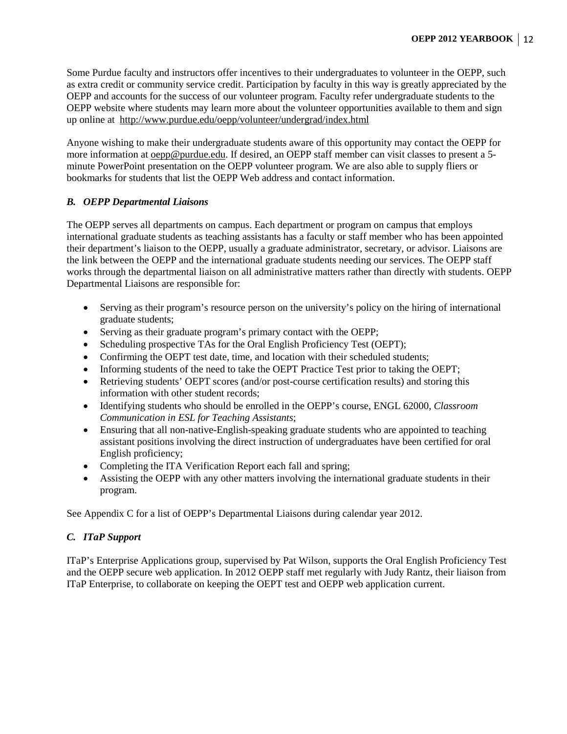Some Purdue faculty and instructors offer incentives to their undergraduates to volunteer in the OEPP, such as extra credit or community service credit. Participation by faculty in this way is greatly appreciated by the OEPP and accounts for the success of our volunteer program. Faculty refer undergraduate students to the OEPP website where students may learn more about the volunteer opportunities available to them and sign up online at http://www.purdue.edu/oepp/volunteer/undergrad/index.html

Anyone wishing to make their undergraduate students aware of this opportunity may contact the OEPP for more information at oepp@purdue.edu. If desired, an OEPP staff member can visit classes to present a 5-minute PowerPoint presentation on the OEPP volunteer program. We are also able to supply fliers or bookmarks for students that list the OEPP Web address and contact information.

### *B. OEPP Departmental Liaisons*

The OEPP serves all departments on campus. Each department or program on campus that employs international graduate students as teaching assistants has a faculty or staff member who has been appointed their department's liaison to the OEPP, usually a graduate administrator, secretary, or advisor. Liaisons are the link between the OEPP and the international graduate students needing our services. The OEPP staff works through the departmental liaison on all administrative matters rather than directly with students. OEPP Departmental Liaisons are responsible for:

- Serving as their program's resource person on the university's policy on the hiring of international graduate students;
- Serving as their graduate program's primary contact with the OEPP;
- Scheduling prospective TAs for the Oral English Proficiency Test (OEPT);
- Confirming the OEPT test date, time, and location with their scheduled students;
- Informing students of the need to take the OEPT Practice Test prior to taking the OEPT;
- Retrieving students' OEPT scores (and/or post-course certification results) and storing this information with other student records;
- Identifying students who should be enrolled in the OEPP's course, ENGL 62000, *Classroom Communication in ESL for Teaching Assistants*;
- Ensuring that all non-native-English-speaking graduate students who are appointed to teaching assistant positions involving the direct instruction of undergraduates have been certified for oral English proficiency;
- Completing the ITA Verification Report each fall and spring;
- Assisting the OEPP with any other matters involving the international graduate students in their program.

See Appendix C for a list of OEPP's Departmental Liaisons during calendar year 2012.

### *C. ITaP Support*

ITaP's Enterprise Applications group, supervised by Pat Wilson, supports the Oral English Proficiency Test and the OEPP secure web application. In 2012 OEPP staff met regularly with Judy Rantz, their liaison from ITaP Enterprise, to collaborate on keeping the OEPT test and OEPP web application current.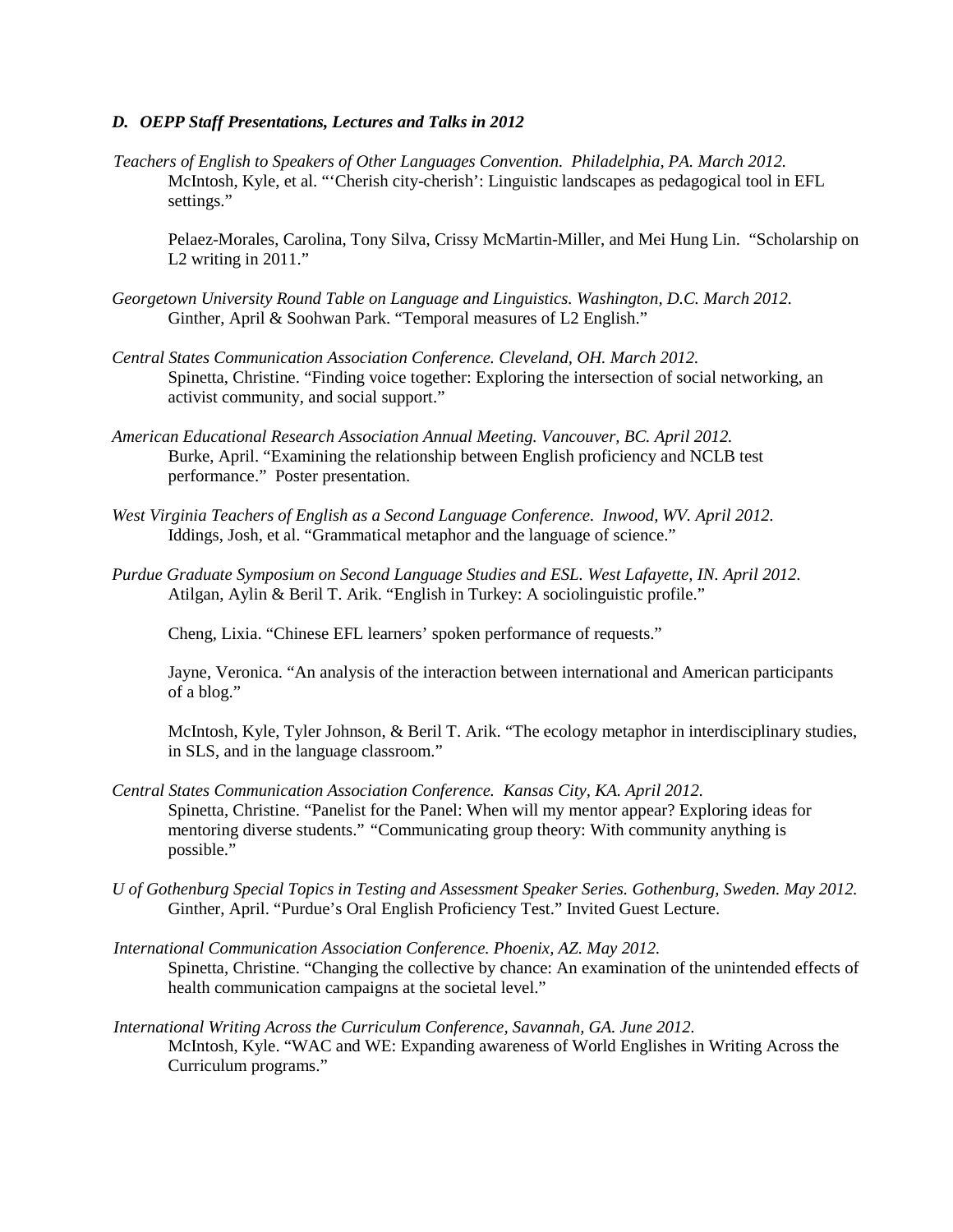### *D. OEPP Staff Presentations, Lectures and Talks in 2012*

*Teachers of English to Speakers of Other Languages Convention. Philadelphia, PA. March 2012.*

McIntosh, Kyle, et al. "'Cherish city-cherish': Linguistic landscapes as pedagogical tool in EFL settings."

Pelaez-Morales, Carolina, Tony Silva, Crissy McMartin-Miller, and Mei Hung Lin. "Scholarship on L2 writing in 2011."

*Georgetown University Round Table on Language and Linguistics. Washington, D.C. March 2012.*

Ginther, April & Soohwan Park. "Temporal measures of L2 English."

*Central States Communication Association Conference. Cleveland, OH. March 2012.*

Spinetta, Christine. "Finding voice together: Exploring the intersection of social networking, an activist community, and social support."

*American Educational Research Association Annual Meeting. Vancouver, BC. April 2012.*

Burke, April. "Examining the relationship between English proficiency and NCLB test performance." Poster presentation.

*West Virginia Teachers of English as a Second Language Conference. Inwood, WV. April 2012.*

Iddings, Josh, et al. "Grammatical metaphor and the language of science."

*Purdue Graduate Symposium on Second Language Studies and ESL. West Lafayette, IN. April 2012.*

Atilgan, Aylin & Beril T. Arik. "English in Turkey: A sociolinguistic profile."

Cheng, Lixia. "Chinese EFL learners' spoken performance of requests."

Jayne, Veronica. "An analysis of the interaction between international and American participants of a blog."

McIntosh, Kyle, Tyler Johnson, & Beril T. Arik. "The ecology metaphor in interdisciplinary studies, in SLS, and in the language classroom."

*Central States Communication Association Conference. Kansas City, KA. April 2012.*

Spinetta, Christine. "Panelist for the Panel: When will my mentor appear? Exploring ideas for mentoring diverse students." "Communicating group theory: With community anything is possible."

*U of Gothenburg Special Topics in Testing and Assessment Speaker Series. Gothenburg, Sweden. May 2012.*

Ginther, April. "Purdue's Oral English Proficiency Test." Invited Guest Lecture.

*International Communication Association Conference. Phoenix, AZ. May 2012.*

Spinetta, Christine. "Changing the collective by chance: An examination of the unintended effects of health communication campaigns at the societal level."

*International Writing Across the Curriculum Conference, Savannah, GA. June 2012.*

McIntosh, Kyle. "WAC and WE: Expanding awareness of World Englishes in Writing Across the Curriculum programs."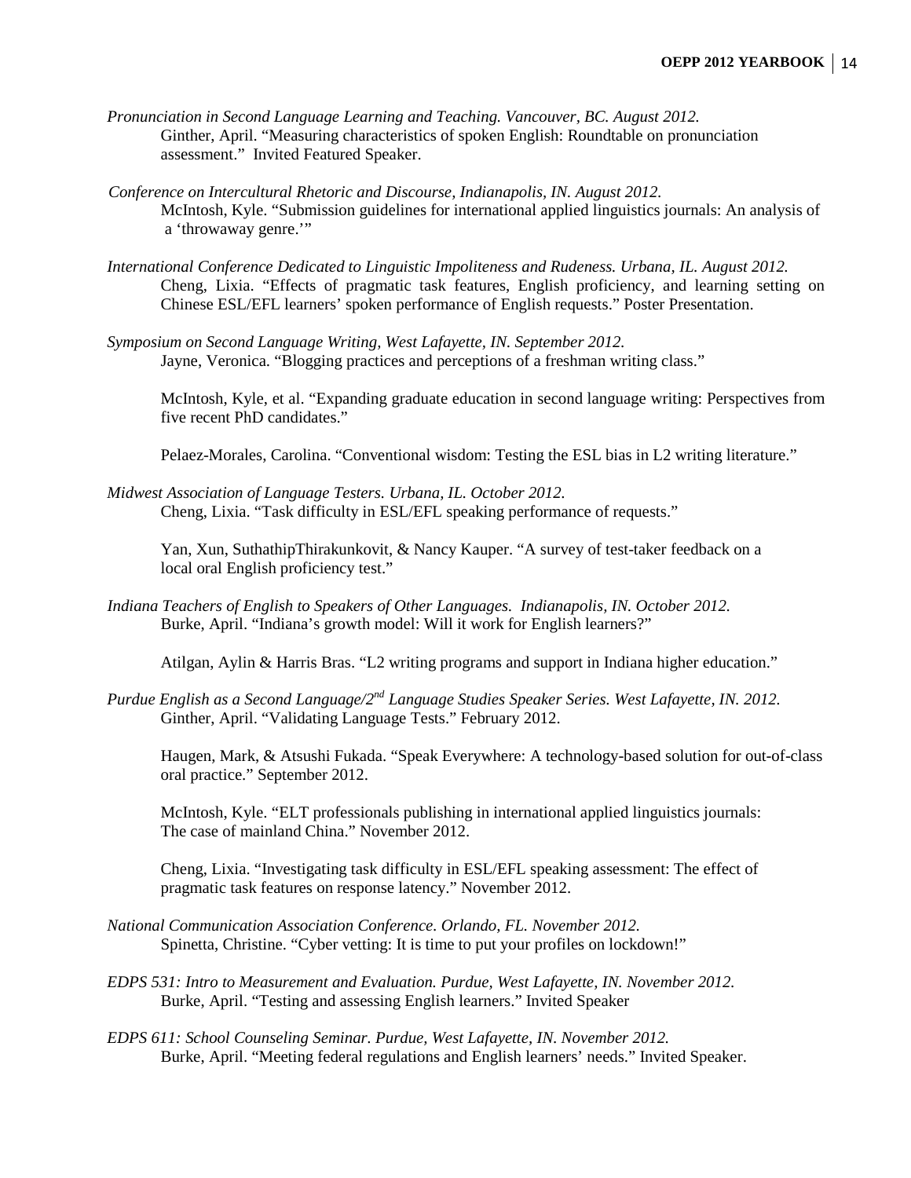*Pronunciation in Second Language Learning and Teaching. Vancouver, BC. August 2012.*

Ginther, April. "Measuring characteristics of spoken English: Roundtable on pronunciation assessment." Invited Featured Speaker.

*Conference on Intercultural Rhetoric and Discourse, Indianapolis, IN. August 2012.*

McIntosh, Kyle. "Submission guidelines for international applied linguistics journals: An analysis of a 'throwaway genre.'"

*International Conference Dedicated to Linguistic Impoliteness and Rudeness. Urbana, IL. August 2012.*

Cheng, Lixia. "Effects of pragmatic task features, English proficiency, and learning setting on Chinese ESL/EFL learners' spoken performance of English requests." Poster Presentation.

*Symposium on Second Language Writing, West Lafayette, IN. September 2012.*

Jayne, Veronica. "Blogging practices and perceptions of a freshman writing class."

McIntosh, Kyle, et al. "Expanding graduate education in second language writing: Perspectives from five recent PhD candidates."

Pelaez-Morales, Carolina. "Conventional wisdom: Testing the ESL bias in L2 writing literature."

*Midwest Association of Language Testers. Urbana, IL. October 2012.*

Cheng, Lixia. "Task difficulty in ESL/EFL speaking performance of requests."

Yan, Xun, SuthathipThirakunkovit, & Nancy Kauper. "A survey of test-taker feedback on a local oral English proficiency test."

*Indiana Teachers of English to Speakers of Other Languages. Indianapolis, IN. October 2012.*

Burke, April. "Indiana's growth model: Will it work for English learners?"

Atilgan, Aylin & Harris Bras. "L2 writing programs and support in Indiana higher education."

*Purdue English as a Second Language/2nd Language Studies Speaker Series. West Lafayette, IN. 2012.*

Ginther, April. "Validating Language Tests." February 2012.

Haugen, Mark, & Atsushi Fukada. "Speak Everywhere: A technology-based solution for out-of-class oral practice." September 2012.

McIntosh, Kyle. "ELT professionals publishing in international applied linguistics journals: The case of mainland China." November 2012.

Cheng, Lixia. "Investigating task difficulty in ESL/EFL speaking assessment: The effect of pragmatic task features on response latency." November 2012.

*National Communication Association Conference. Orlando, FL. November 2012.*

Spinetta, Christine. "Cyber vetting: It is time to put your profiles on lockdown!"

*EDPS 531: Intro to Measurement and Evaluation. Purdue, West Lafayette, IN. November 2012.*

Burke, April. "Testing and assessing English learners." Invited Speaker

*EDPS 611: School Counseling Seminar. Purdue, West Lafayette, IN. November 2012.*

Burke, April. "Meeting federal regulations and English learners' needs." Invited Speaker.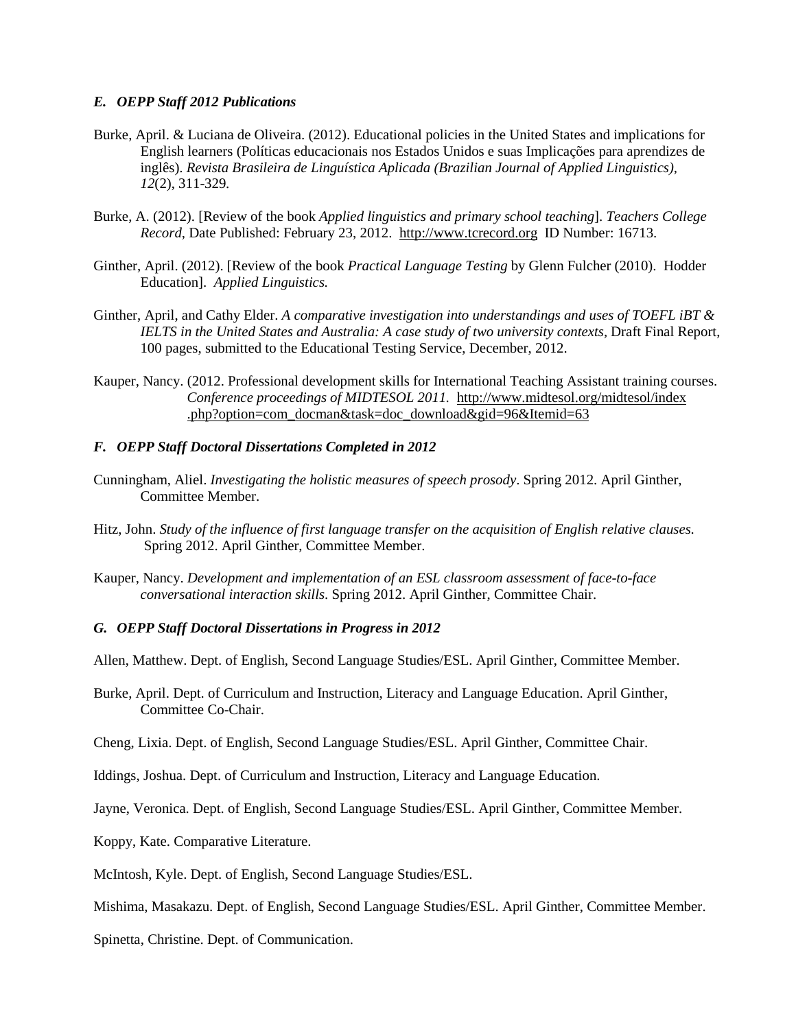### *E. OEPP Staff 2012 Publications*

Burke, April. & Luciana de Oliveira. (2012). Educational policies in the United States and implications for English learners (Políticas educacionais nos Estados Unidos e suas Implicações para aprendizes de inglês). *Revista Brasileira de Linguística Aplicada (Brazilian Journal of Applied Linguistics), 12*(2), 311-329.

Burke, A. (2012). [Review of the book *Applied linguistics and primary school teaching*]. *Teachers College Record*, Date Published: February 23, 2012. http://www.tcrecord.org ID Number: 16713.

Ginther, April. (2012). [Review of the book *Practical Language Testing* by Glenn Fulcher (2010). Hodder Education]. *Applied Linguistics.*

Ginther, April, and Cathy Elder. *A comparative investigation into understandings and uses of TOEFL iBT & IELTS in the United States and Australia: A case study of two university contexts,* Draft Final Report, 100 pages, submitted to the Educational Testing Service, December, 2012.

Kauper, Nancy. (2012. Professional development skills for International Teaching Assistant training courses. *Conference proceedings of MIDTESOL 2011.* http://www.midtesol.org/midtesol/index.php?option=com_docman&task=doc_download&gid=96&Itemid=63

### *F. OEPP Staff Doctoral Dissertations Completed in 2012*

Cunningham, Aliel. *Investigating the holistic measures of speech prosody*. Spring 2012. April Ginther, Committee Member.

Hitz, John. *Study of the influence of first language transfer on the acquisition of English relative clauses.* Spring 2012. April Ginther, Committee Member.

Kauper, Nancy. *Development and implementation of an ESL classroom assessment of face-to-face conversational interaction skills*. Spring 2012. April Ginther, Committee Chair.

### *G. OEPP Staff Doctoral Dissertations in Progress in 2012*

Allen, Matthew. Dept. of English, Second Language Studies/ESL. April Ginther, Committee Member.

Burke, April. Dept. of Curriculum and Instruction, Literacy and Language Education. April Ginther, Committee Co-Chair.

Cheng, Lixia. Dept. of English, Second Language Studies/ESL. April Ginther, Committee Chair.

Iddings, Joshua. Dept. of Curriculum and Instruction, Literacy and Language Education.

Jayne, Veronica. Dept. of English, Second Language Studies/ESL. April Ginther, Committee Member.

Koppy, Kate. Comparative Literature.

McIntosh, Kyle. Dept. of English, Second Language Studies/ESL.

Mishima, Masakazu. Dept. of English, Second Language Studies/ESL. April Ginther, Committee Member.

Spinetta, Christine. Dept. of Communication.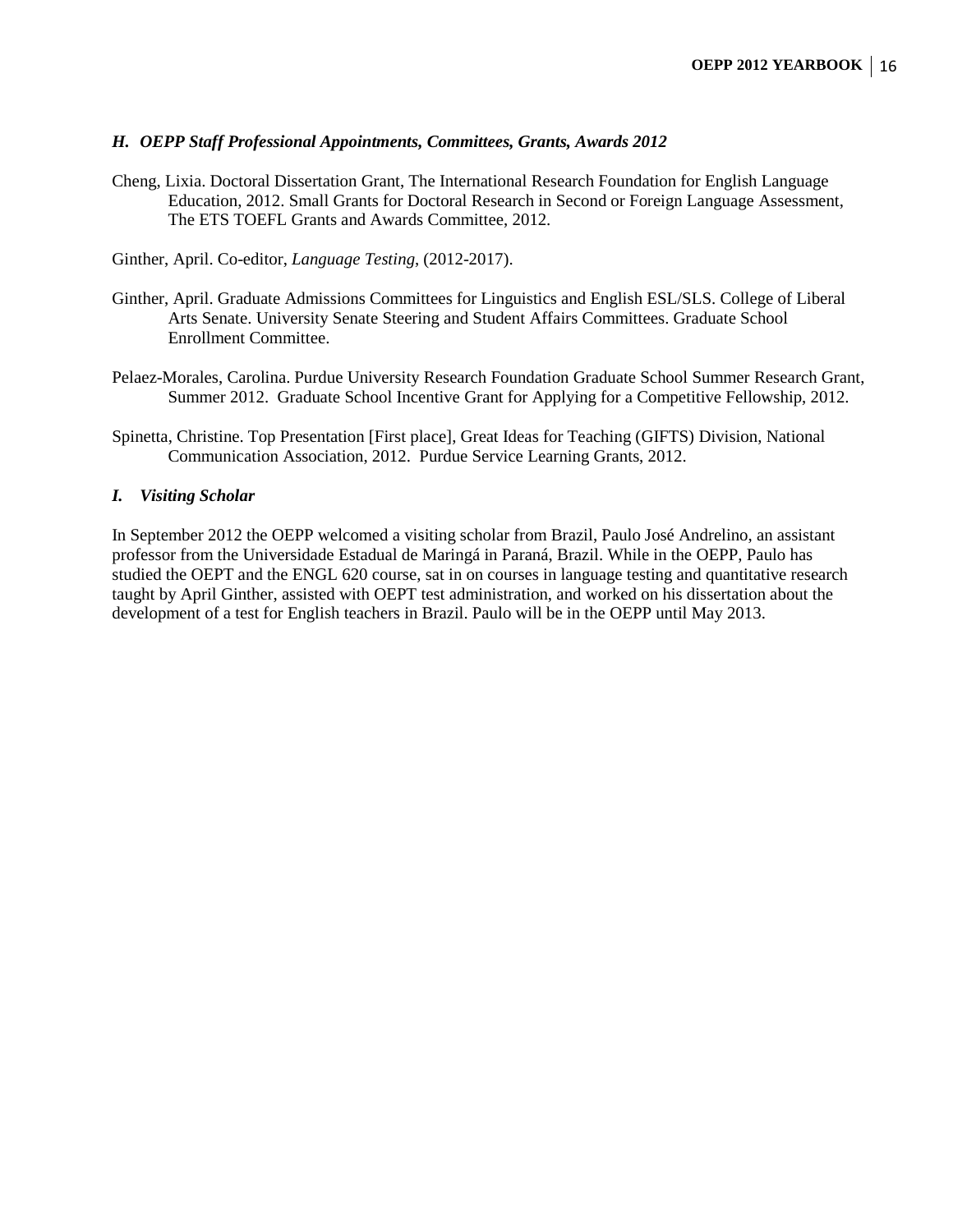### *H. OEPP Staff Professional Appointments, Committees, Grants, Awards 2012*

Cheng, Lixia. Doctoral Dissertation Grant, The International Research Foundation for English Language Education, 2012. Small Grants for Doctoral Research in Second or Foreign Language Assessment, The ETS TOEFL Grants and Awards Committee, 2012.

Ginther, April. Co-editor, *Language Testing*, (2012-2017).

Ginther, April. Graduate Admissions Committees for Linguistics and English ESL/SLS. College of Liberal Arts Senate. University Senate Steering and Student Affairs Committees. Graduate School Enrollment Committee.

Pelaez-Morales, Carolina. Purdue University Research Foundation Graduate School Summer Research Grant, Summer 2012. Graduate School Incentive Grant for Applying for a Competitive Fellowship, 2012.

Spinetta, Christine. Top Presentation [First place], Great Ideas for Teaching (GIFTS) Division, National Communication Association, 2012. Purdue Service Learning Grants, 2012.

### *I. Visiting Scholar*

In September 2012 the OEPP welcomed a visiting scholar from Brazil, Paulo José Andrelino, an assistant professor from the Universidade Estadual de Maringá in Paraná, Brazil. While in the OEPP, Paulo has studied the OEPT and the ENGL 620 course, sat in on courses in language testing and quantitative research taught by April Ginther, assisted with OEPT test administration, and worked on his dissertation about the development of a test for English teachers in Brazil. Paulo will be in the OEPP until May 2013.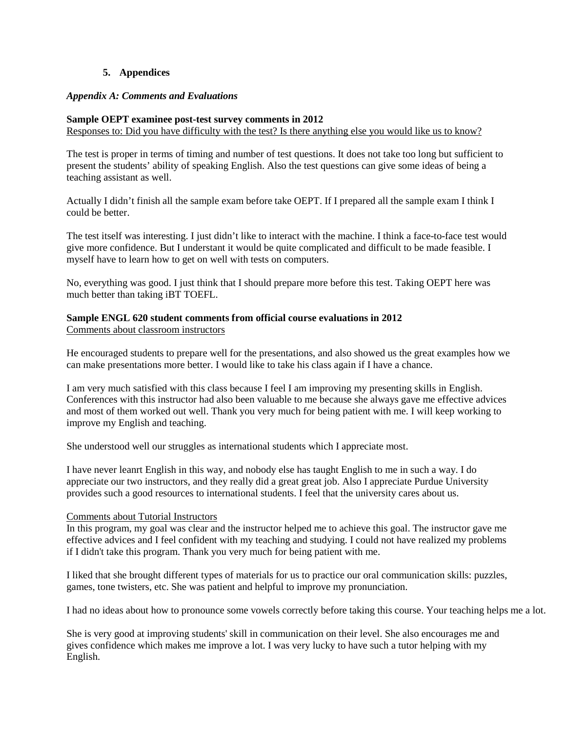## 5. Appendices

### *Appendix A: Comments and Evaluations*

**Sample OEPT examinee post-test survey comments in 2012**

Responses to: Did you have difficulty with the test? Is there anything else you would like us to know?

The test is proper in terms of timing and number of test questions. It does not take too long but sufficient to present the students' ability of speaking English. Also the test questions can give some ideas of being a teaching assistant as well.

Actually I didn't finish all the sample exam before take OEPT. If I prepared all the sample exam I think I could be better.

The test itself was interesting. I just didn't like to interact with the machine. I think a face-to-face test would give more confidence. But I understant it would be quite complicated and difficult to be made feasible. I myself have to learn how to get on well with tests on computers.

No, everything was good. I just think that I should prepare more before this test. Taking OEPT here was much better than taking iBT TOEFL.

**Sample ENGL 620 student comments from official course evaluations in 2012**

Comments about classroom instructors

He encouraged students to prepare well for the presentations, and also showed us the great examples how we can make presentations more better. I would like to take his class again if I have a chance.

I am very much satisfied with this class because I feel I am improving my presenting skills in English. Conferences with this instructor had also been valuable to me because she always gave me effective advices and most of them worked out well. Thank you very much for being patient with me. I will keep working to improve my English and teaching.

She understood well our struggles as international students which I appreciate most.

I have never leanrt English in this way, and nobody else has taught English to me in such a way. I do appreciate our two instructors, and they really did a great great job. Also I appreciate Purdue University provides such a good resources to international students. I feel that the university cares about us.

Comments about Tutorial Instructors

In this program, my goal was clear and the instructor helped me to achieve this goal. The instructor gave me effective advices and I feel confident with my teaching and studying. I could not have realized my problems if I didn't take this program. Thank you very much for being patient with me.

I liked that she brought different types of materials for us to practice our oral communication skills: puzzles, games, tone twisters, etc. She was patient and helpful to improve my pronunciation.

I had no ideas about how to pronounce some vowels correctly before taking this course. Your teaching helps me a lot.

She is very good at improving students' skill in communication on their level. She also encourages me and gives confidence which makes me improve a lot. I was very lucky to have such a tutor helping with my English.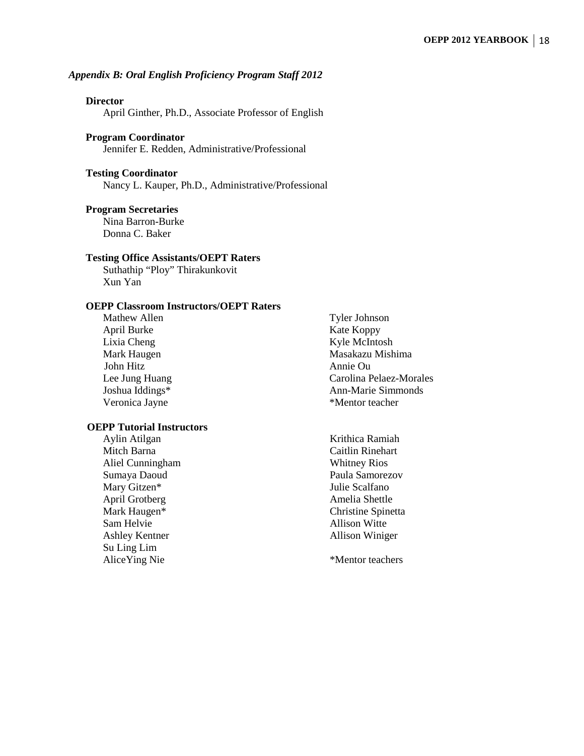*Appendix B: Oral English Proficiency Program Staff 2012*

**Director**

April Ginther, Ph.D., Associate Professor of English

**Program Coordinator**

Jennifer E. Redden, Administrative/Professional

**Testing Coordinator**

Nancy L. Kauper, Ph.D., Administrative/Professional

**Program Secretaries**

Nina Barron-Burke
Donna C. Baker

**Testing Office Assistants/OEPT Raters**

Suthathip "Ploy" Thirakunkovit
Xun Yan

**OEPP Classroom Instructors/OEPT Raters**

Mathew Allen
April Burke
Lixia Cheng
Mark Haugen
John Hitz
Lee Jung Huang
Joshua Iddings*
Veronica Jayne
Tyler Johnson
Kate Koppy
Kyle McIntosh
Masakazu Mishima
Annie Ou
Carolina Pelaez-Morales
Ann-Marie Simmonds

*Mentor teacher

**OEPP Tutorial Instructors**

Aylin Atilgan
Mitch Barna
Aliel Cunningham
Sumaya Daoud
Mary Gitzen*
April Grotberg
Mark Haugen*
Sam Helvie
Ashley Kentner
Su Ling Lim
AliceYing Nie
Krithica Ramiah
Caitlin Rinehart
Whitney Rios
Paula Samorezov
Julie Scalfano
Amelia Shettle
Christine Spinetta
Allison Witte
Allison Winiger

*Mentor teachers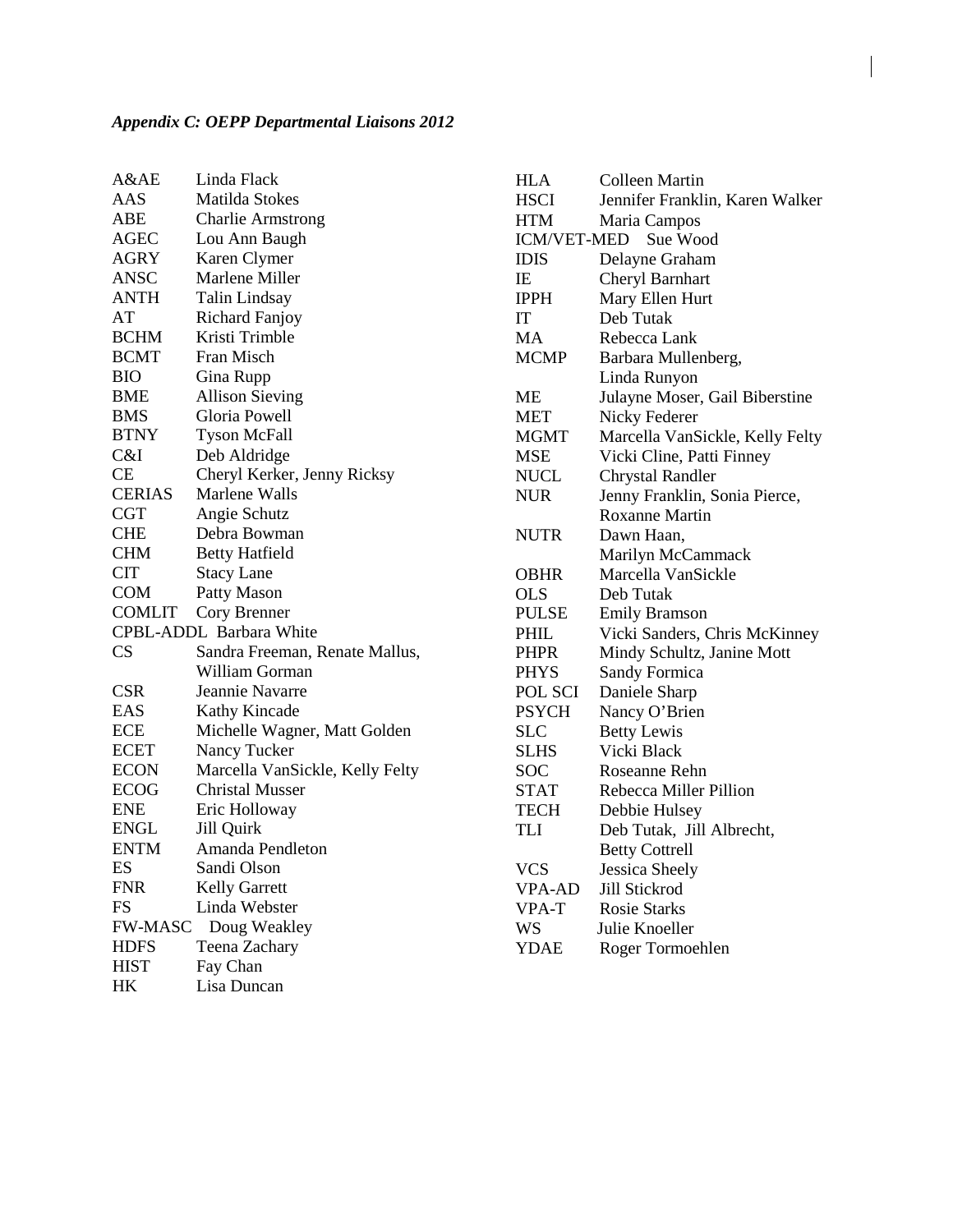*Appendix C: OEPP Departmental Liaisons 2012*

| Department | Liaison(s) |
|---|---|
| A&AE | Linda Flack |
| AAS | Matilda Stokes |
| ABE | Charlie Armstrong |
| AGEC | Lou Ann Baugh |
| AGRY | Karen Clymer |
| ANSC | Marlene Miller |
| ANTH | Talin Lindsay |
| AT | Richard Fanjoy |
| BCHM | Kristi Trimble |
| BCMT | Fran Misch |
| BIO | Gina Rupp |
| BME | Allison Sieving |
| BMS | Gloria Powell |
| BTNY | Tyson McFall |
| C&I | Deb Aldridge |
| CE | Cheryl Kerker, Jenny Ricksy |
| CERIAS | Marlene Walls |
| CGT | Angie Schutz |
| CHE | Debra Bowman |
| CHM | Betty Hatfield |
| CIT | Stacy Lane |
| COM | Patty Mason |
| COMLIT | Cory Brenner |
| CPBL-ADDL | Barbara White |
| CS | Sandra Freeman, Renate Mallus, William Gorman |
| CSR | Jeannie Navarre |
| EAS | Kathy Kincade |
| ECE | Michelle Wagner, Matt Golden |
| ECET | Nancy Tucker |
| ECON | Marcella VanSickle, Kelly Felty |
| ECOG | Christal Musser |
| ENE | Eric Holloway |
| ENGL | Jill Quirk |
| ENTM | Amanda Pendleton |
| ES | Sandi Olson |
| FNR | Kelly Garrett |
| FS | Linda Webster |
| FW-MASC | Doug Weakley |
| HDFS | Teena Zachary |
| HIST | Fay Chan |
| HK | Lisa Duncan |
| HLA | Colleen Martin |
| HSCI | Jennifer Franklin, Karen Walker |
| HTM | Maria Campos |
| ICM/VET-MED | Sue Wood |
| IDIS | Delayne Graham |
| IE | Cheryl Barnhart |
| IPPH | Mary Ellen Hurt |
| IT | Deb Tutak |
| MA | Rebecca Lank |
| MCMP | Barbara Mullenberg, Linda Runyon |
| ME | Julayne Moser, Gail Biberstine |
| MET | Nicky Federer |
| MGMT | Marcella VanSickle, Kelly Felty |
| MSE | Vicki Cline, Patti Finney |
| NUCL | Chrystal Randler |
| NUR | Jenny Franklin, Sonia Pierce, Roxanne Martin |
| NUTR | Dawn Haan, Marilyn McCammack |
| OBHR | Marcella VanSickle |
| OLS | Deb Tutak |
| PULSE | Emily Bramson |
| PHIL | Vicki Sanders, Chris McKinney |
| PHPR | Mindy Schultz, Janine Mott |
| PHYS | Sandy Formica |
| POL SCI | Daniele Sharp |
| PSYCH | Nancy O'Brien |
| SLC | Betty Lewis |
| SLHS | Vicki Black |
| SOC | Roseanne Rehn |
| STAT | Rebecca Miller Pillion |
| TECH | Debbie Hulsey |
| TLI | Deb Tutak, Jill Albrecht, Betty Cottrell |
| VCS | Jessica Sheely |
| VPA-AD | Jill Stickrod |
| VPA-T | Rosie Starks |
| WS | Julie Knoeller |
| YDAE | Roger Tormoehlen |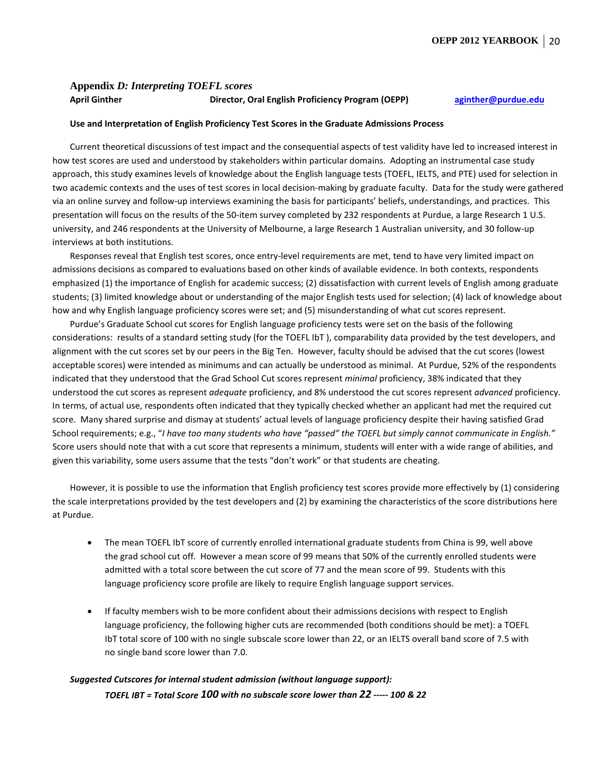## Appendix *D: Interpreting TOEFL scores*

**April Ginther** **Director, Oral English Proficiency Program (OEPP)** **aginther@purdue.edu**

**Use and Interpretation of English Proficiency Test Scores in the Graduate Admissions Process**

Current theoretical discussions of test impact and the consequential aspects of test validity have led to increased interest in how test scores are used and understood by stakeholders within particular domains. Adopting an instrumental case study approach, this study examines levels of knowledge about the English language tests (TOEFL, IELTS, and PTE) used for selection in two academic contexts and the uses of test scores in local decision-making by graduate faculty. Data for the study were gathered via an online survey and follow-up interviews examining the basis for participants' beliefs, understandings, and practices. This presentation will focus on the results of the 50-item survey completed by 232 respondents at Purdue, a large Research 1 U.S. university, and 246 respondents at the University of Melbourne, a large Research 1 Australian university, and 30 follow-up interviews at both institutions.

Responses reveal that English test scores, once entry-level requirements are met, tend to have very limited impact on admissions decisions as compared to evaluations based on other kinds of available evidence. In both contexts, respondents emphasized (1) the importance of English for academic success; (2) dissatisfaction with current levels of English among graduate students; (3) limited knowledge about or understanding of the major English tests used for selection; (4) lack of knowledge about how and why English language proficiency scores were set; and (5) misunderstanding of what cut scores represent.

Purdue's Graduate School cut scores for English language proficiency tests were set on the basis of the following considerations: results of a standard setting study (for the TOEFL IbT ), comparability data provided by the test developers, and alignment with the cut scores set by our peers in the Big Ten. However, faculty should be advised that the cut scores (lowest acceptable scores) were intended as minimums and can actually be understood as minimal. At Purdue, 52% of the respondents indicated that they understood that the Grad School Cut scores represent *minimal* proficiency, 38% indicated that they understood the cut scores as represent *adequate* proficiency, and 8% understood the cut scores represent *advanced* proficiency. In terms, of actual use, respondents often indicated that they typically checked whether an applicant had met the required cut score. Many shared surprise and dismay at students' actual levels of language proficiency despite their having satisfied Grad School requirements; e.g., "*I have too many students who have "passed" the TOEFL but simply cannot communicate in English."* Score users should note that with a cut score that represents a minimum, students will enter with a wide range of abilities, and given this variability, some users assume that the tests "don't work" or that students are cheating.

However, it is possible to use the information that English proficiency test scores provide more effectively by (1) considering the scale interpretations provided by the test developers and (2) by examining the characteristics of the score distributions here at Purdue.

- The mean TOEFL IbT score of currently enrolled international graduate students from China is 99, well above the grad school cut off. However a mean score of 99 means that 50% of the currently enrolled students were admitted with a total score between the cut score of 77 and the mean score of 99. Students with this language proficiency score profile are likely to require English language support services.

- If faculty members wish to be more confident about their admissions decisions with respect to English language proficiency, the following higher cuts are recommended (both conditions should be met): a TOEFL IbT total score of 100 with no single subscale score lower than 22, or an IELTS overall band score of 7.5 with no single band score lower than 7.0.

***Suggested Cutscores for internal student admission (without language support):***

***TOEFL IBT = Total Score 100 with no subscale score lower than 22 ----- 100 & 22***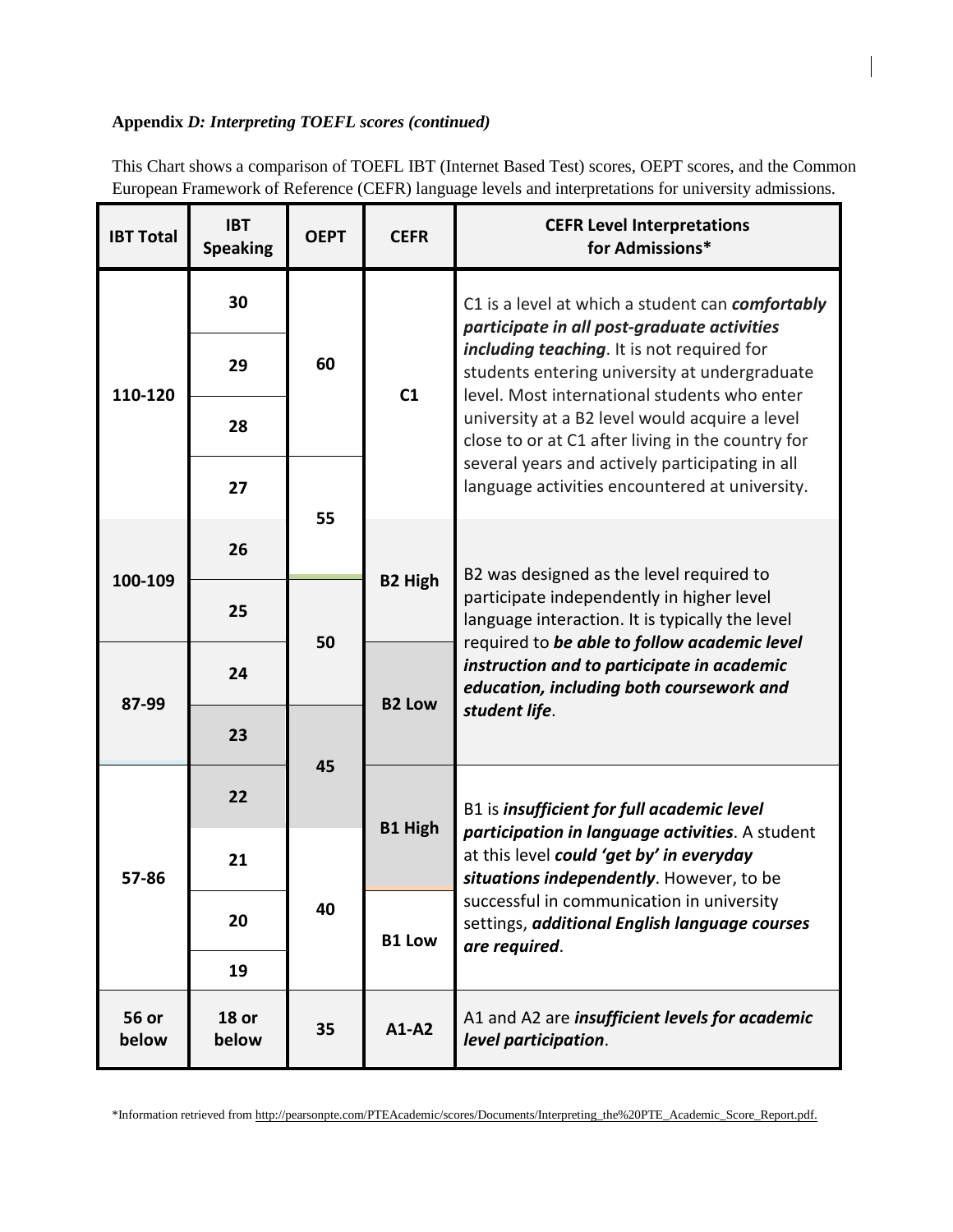**Appendix** ***D: Interpreting TOEFL scores (continued)***

This Chart shows a comparison of TOEFL IBT (Internet Based Test) scores, OEPT scores, and the Common European Framework of Reference (CEFR) language levels and interpretations for university admissions.

| IBT Total | IBT Speaking | OEPT | CEFR | CEFR Level Interpretations for Admissions* |
|---|---|---|---|---|
| 110-120 | 30 | 60 | C1 | C1 is a level at which a student can ***comfortably participate in all post-graduate activities including teaching***. It is not required for students entering university at undergraduate level. Most international students who enter university at a B2 level would acquire a level close to or at C1 after living in the country for several years and actively participating in all language activities encountered at university. |
| | 29 | | | |
| | 28 | | | |
| | 27 | 55 | | |
| 100-109 | 26 | | B2 High | B2 was designed as the level required to participate independently in higher level language interaction. It is typically the level required to ***be able to follow academic level instruction and to participate in academic education, including both coursework and student life***. |
| | 25 | 50 | | |
| 87-99 | 24 | | B2 Low | |
| | 23 | 45 | | |
| 57-86 | 22 | | B1 High | B1 is ***insufficient for full academic level participation in language activities***. A student at this level ***could 'get by' in everyday situations independently***. However, to be successful in communication in university settings, ***additional English language courses are required***. |
| | 21 | 40 | | |
| | 20 | | B1 Low | |
| | 19 | | | |
| 56 or below | 18 or below | 35 | A1-A2 | A1 and A2 are ***insufficient levels for academic level participation***. |

*Information retrieved from http://pearsonpte.com/PTEAcademic/scores/Documents/Interpreting_the%20PTE_Academic_Score_Report.pdf.